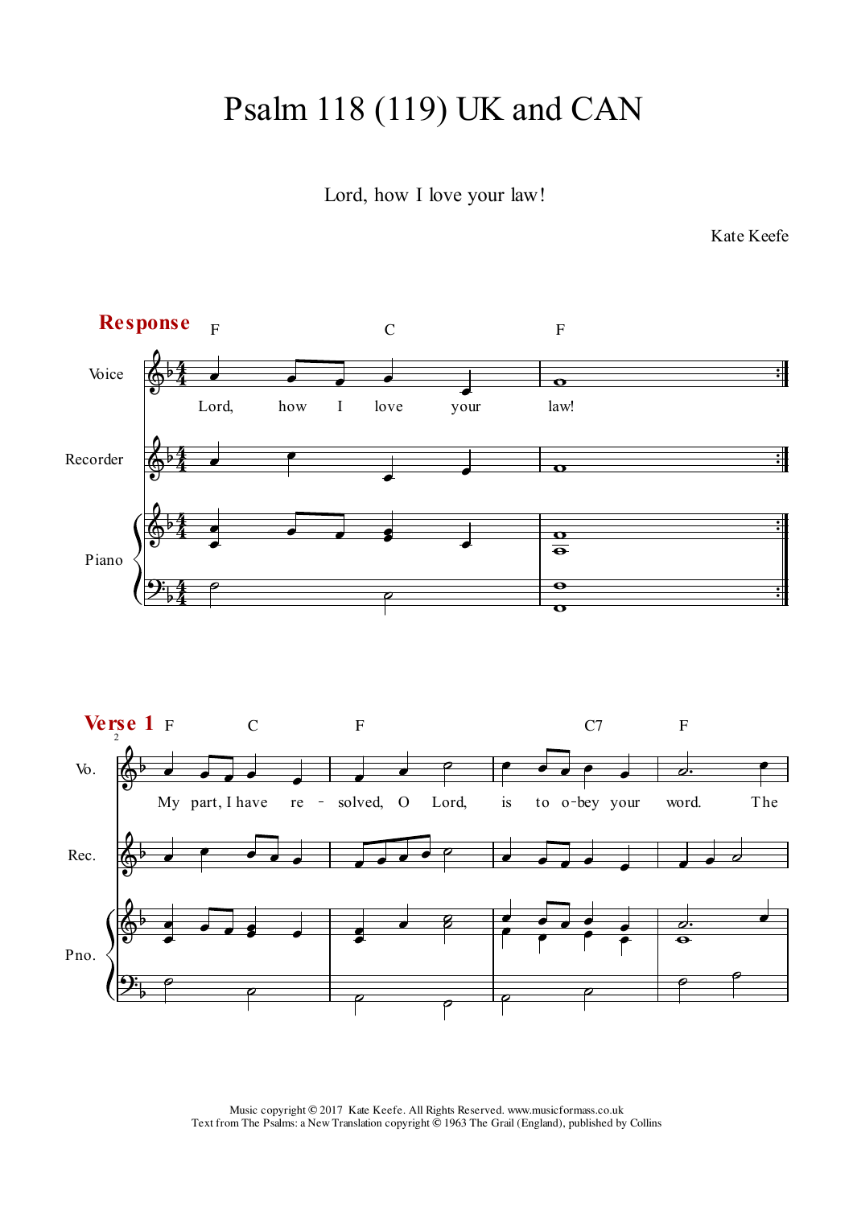# Psalm 118 (119) UK and CAN

Lord, how I love your law!

Kate Keefe

**Response**

Lord, how I love your law!

**Verse 1**

My part, I have re - solved, O Lord, is to o-bey your word. The

Music copyright © 2017 Kate Keefe. All Rights Reserved. www.musicformass.co.uk
Text from The Psalms: a New Translation copyright © 1963 The Grail (England), published by Collins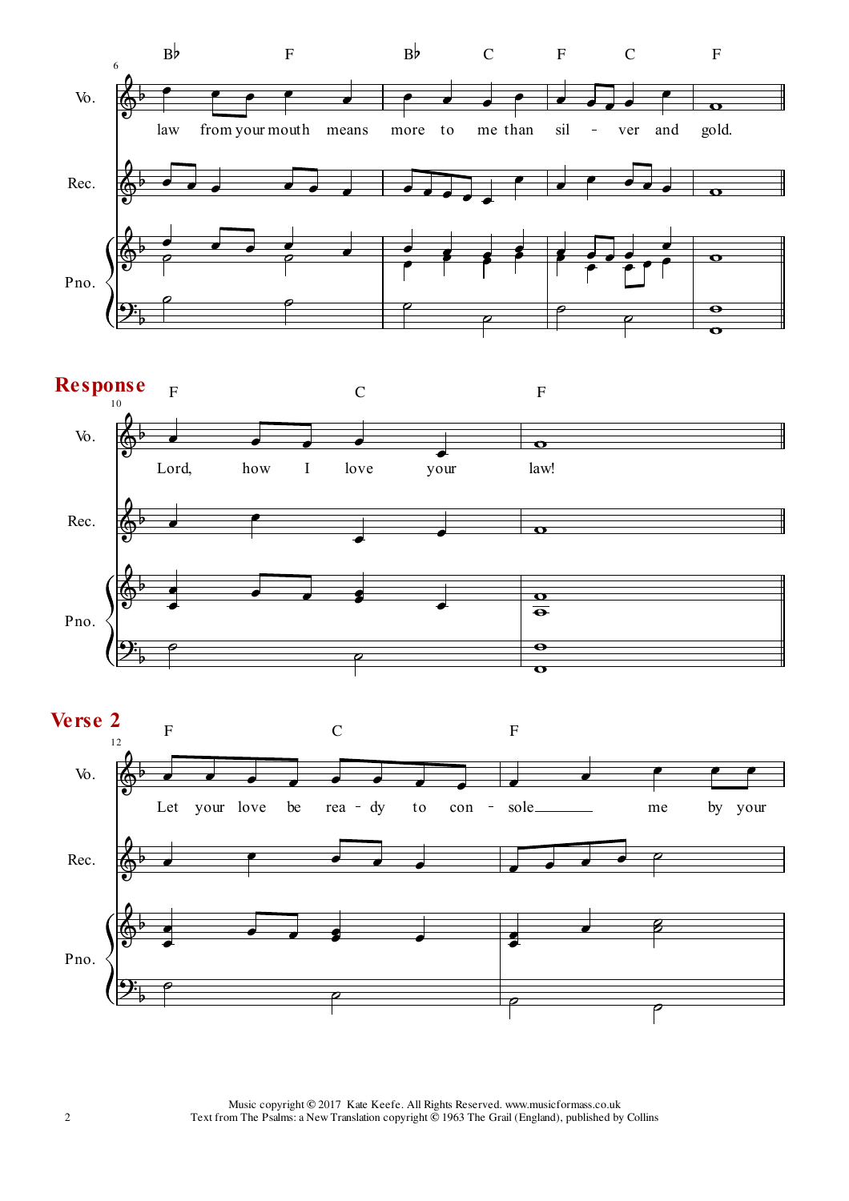## Response

## Verse 2

Music copyright © 2017 Kate Keefe. All Rights Reserved. www.musicformass.co.uk
Text from The Psalms: a New Translation copyright © 1963 The Grail (England), published by Collins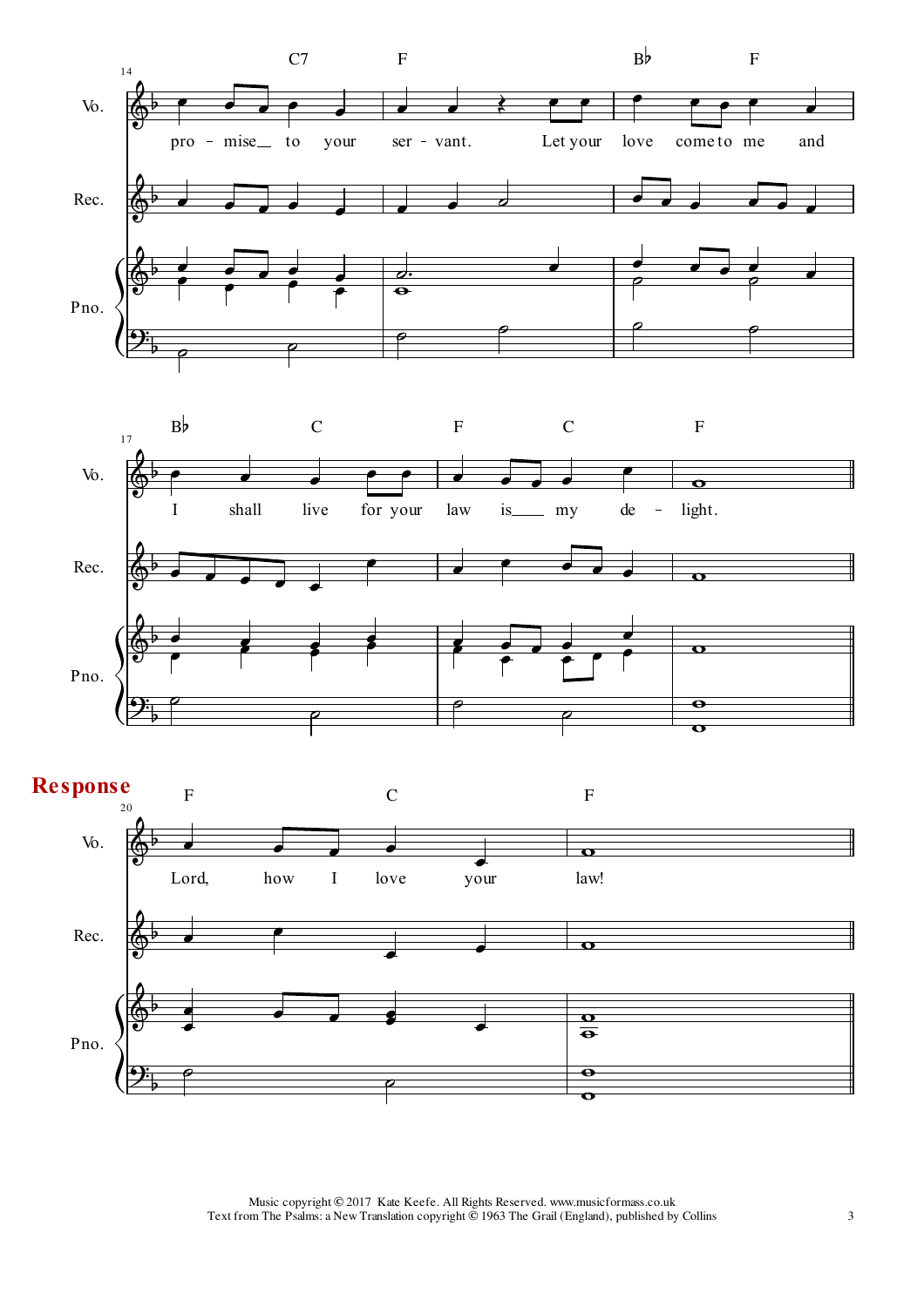**Response**

Music copyright © 2017 Kate Keefe. All Rights Reserved. www.musicformass.co.uk
Text from The Psalms: a New Translation copyright © 1963 The Grail (England), published by Collins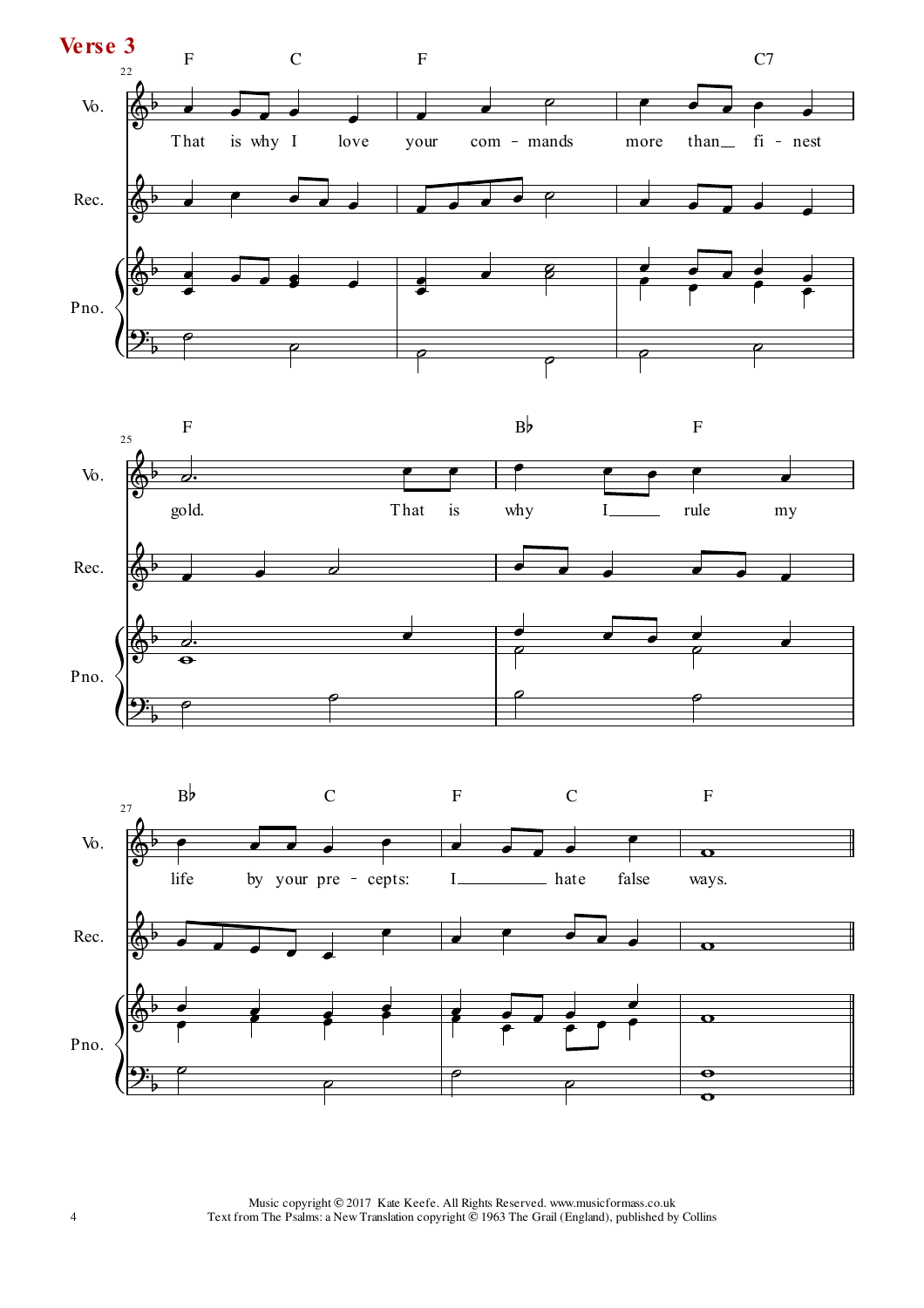## Verse 3

That is why I love your com - mands more than fi - nest gold. That is why I rule my life by your pre - cepts: I hate false ways.

Music copyright © 2017 Kate Keefe. All Rights Reserved. www.musicformass.co.uk
Text from The Psalms: a New Translation copyright © 1963 The Grail (England), published by Collins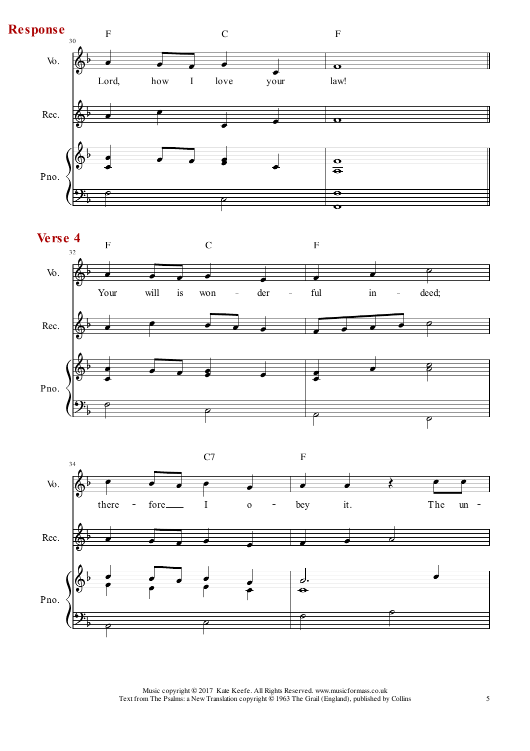## Response

F C F

Lord, how I love your law!

## Verse 4

F C F

Your will is won - der - ful in - deed;

C7 F

there - fore I o - bey it. The un -

Music copyright © 2017 Kate Keefe. All Rights Reserved. www.musicformass.co.uk
Text from The Psalms: a New Translation copyright © 1963 The Grail (England), published by Collins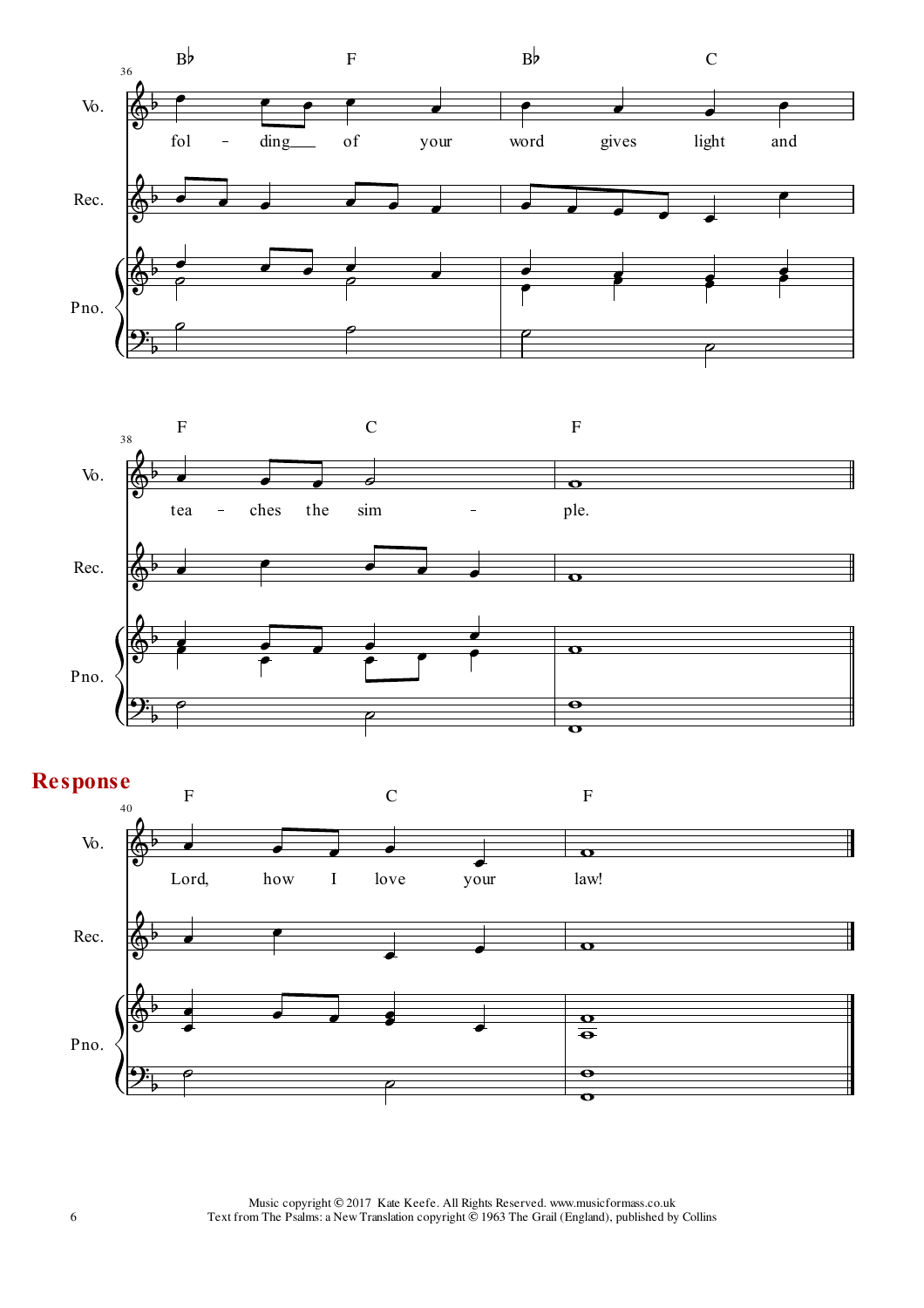## Response

Music copyright © 2017 Kate Keefe. All Rights Reserved. www.musicformass.co.uk
Text from The Psalms: a New Translation copyright © 1963 The Grail (England), published by Collins